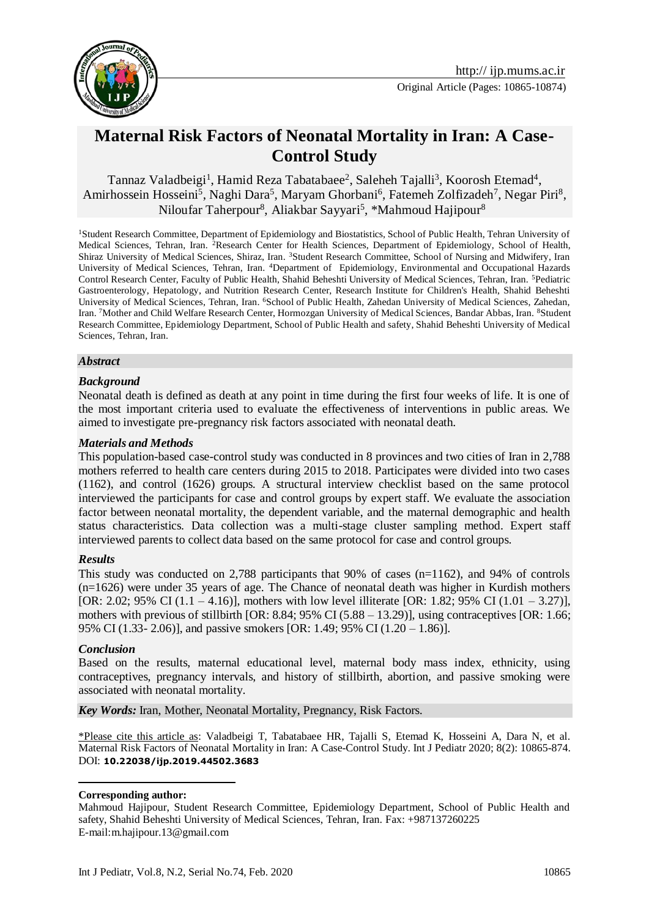Original Article (Pages: 10865-10874)

# Maternal Risk Factors of Neonatal Mortality in Iran: A Case-Control Study

Tannaz Valadbeigi[1], Hamid Reza Tabatabaee[2], Saleheh Tajalli[3], Koorosh Etemad[4], Amirhossein Hosseini[5], Naghi Dara[5], Maryam Ghorbani[6], Fatemeh Zolfizadeh[7], Negar Piri[8], Niloufar Taherpour[8], Aliakbar Sayyari[5], *Mahmoud Hajipour[8]

[1]Student Research Committee, Department of Epidemiology and Biostatistics, School of Public Health, Tehran University of Medical Sciences, Tehran, Iran. [2]Research Center for Health Sciences, Department of Epidemiology, School of Health, Shiraz University of Medical Sciences, Shiraz, Iran. [3]Student Research Committee, School of Nursing and Midwifery, Iran University of Medical Sciences, Tehran, Iran. [4]Department of Epidemiology, Environmental and Occupational Hazards Control Research Center, Faculty of Public Health, Shahid Beheshti University of Medical Sciences, Tehran, Iran. [5]Pediatric Gastroenterology, Hepatology, and Nutrition Research Center, Research Institute for Children's Health, Shahid Beheshti University of Medical Sciences, Tehran, Iran. [6]School of Public Health, Zahedan University of Medical Sciences, Zahedan, Iran. [7]Mother and Child Welfare Research Center, Hormozgan University of Medical Sciences, Bandar Abbas, Iran. [8]Student Research Committee, Epidemiology Department, School of Public Health and safety, Shahid Beheshti University of Medical Sciences, Tehran, Iran.

## *Abstract*

### *Background*

Neonatal death is defined as death at any point in time during the first four weeks of life. It is one of the most important criteria used to evaluate the effectiveness of interventions in public areas. We aimed to investigate pre-pregnancy risk factors associated with neonatal death.

### *Materials and Methods*

This population-based case-control study was conducted in 8 provinces and two cities of Iran in 2,788 mothers referred to health care centers during 2015 to 2018. Participates were divided into two cases (1162), and control (1626) groups. A structural interview checklist based on the same protocol interviewed the participants for case and control groups by expert staff. We evaluate the association factor between neonatal mortality, the dependent variable, and the maternal demographic and health status characteristics. Data collection was a multi-stage cluster sampling method. Expert staff interviewed parents to collect data based on the same protocol for case and control groups.

### *Results*

This study was conducted on 2,788 participants that 90% of cases (n=1162), and 94% of controls (n=1626) were under 35 years of age. The Chance of neonatal death was higher in Kurdish mothers [OR: 2.02; 95% CI (1.1 – 4.16)], mothers with low level illiterate [OR: 1.82; 95% CI (1.01 – 3.27)], mothers with previous of stillbirth [OR: 8.84; 95% CI (5.88 – 13.29)], using contraceptives [OR: 1.66; 95% CI (1.33- 2.06)], and passive smokers [OR: 1.49; 95% CI (1.20 – 1.86)].

### *Conclusion*

Based on the results, maternal educational level, maternal body mass index, ethnicity, using contraceptives, pregnancy intervals, and history of stillbirth, abortion, and passive smoking were associated with neonatal mortality.

*Key Words:* Iran, Mother, Neonatal Mortality, Pregnancy, Risk Factors.

\*Please cite this article as: Valadbeigi T, Tabatabaee HR, Tajalli S, Etemad K, Hosseini A, Dara N, et al. Maternal Risk Factors of Neonatal Mortality in Iran: A Case-Control Study. Int J Pediatr 2020; 8(2): 10865-874. DOI: **10.22038/ijp.2019.44502.3683**

**Corresponding author:**

Mahmoud Hajipour, Student Research Committee, Epidemiology Department, School of Public Health and safety, Shahid Beheshti University of Medical Sciences, Tehran, Iran. Fax: +987137260225
E-mail:m.hajipour.13@gmail.com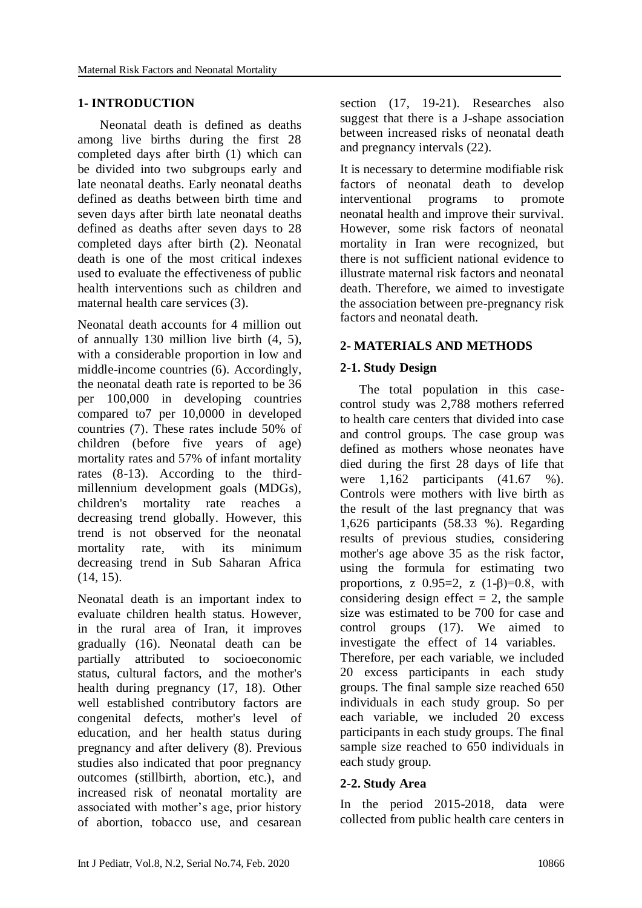## 1- INTRODUCTION

Neonatal death is defined as deaths among live births during the first 28 completed days after birth (1) which can be divided into two subgroups early and late neonatal deaths. Early neonatal deaths defined as deaths between birth time and seven days after birth late neonatal deaths defined as deaths after seven days to 28 completed days after birth (2). Neonatal death is one of the most critical indexes used to evaluate the effectiveness of public health interventions such as children and maternal health care services (3).

Neonatal death accounts for 4 million out of annually 130 million live birth (4, 5), with a considerable proportion in low and middle-income countries (6). Accordingly, the neonatal death rate is reported to be 36 per 100,000 in developing countries compared to7 per 10,0000 in developed countries (7). These rates include 50% of children (before five years of age) mortality rates and 57% of infant mortality rates (8-13). According to the third-millennium development goals (MDGs), children's mortality rate reaches a decreasing trend globally. However, this trend is not observed for the neonatal mortality rate, with its minimum decreasing trend in Sub Saharan Africa (14, 15).

Neonatal death is an important index to evaluate children health status. However, in the rural area of Iran, it improves gradually (16). Neonatal death can be partially attributed to socioeconomic status, cultural factors, and the mother's health during pregnancy (17, 18). Other well established contributory factors are congenital defects, mother's level of education, and her health status during pregnancy and after delivery (8). Previous studies also indicated that poor pregnancy outcomes (stillbirth, abortion, etc.), and increased risk of neonatal mortality are associated with mother's age, prior history of abortion, tobacco use, and cesarean section (17, 19-21). Researches also suggest that there is a J-shape association between increased risks of neonatal death and pregnancy intervals (22).

It is necessary to determine modifiable risk factors of neonatal death to develop interventional programs to promote neonatal health and improve their survival. However, some risk factors of neonatal mortality in Iran were recognized, but there is not sufficient national evidence to illustrate maternal risk factors and neonatal death. Therefore, we aimed to investigate the association between pre-pregnancy risk factors and neonatal death.

## 2- MATERIALS AND METHODS

### 2-1. Study Design

The total population in this case-control study was 2,788 mothers referred to health care centers that divided into case and control groups. The case group was defined as mothers whose neonates have died during the first 28 days of life that were 1,162 participants (41.67 %). Controls were mothers with live birth as the result of the last pregnancy that was 1,626 participants (58.33 %). Regarding results of previous studies, considering mother's age above 35 as the risk factor, using the formula for estimating two proportions, z 0.95=2, z (1-β)=0.8, with considering design effect = 2, the sample size was estimated to be 700 for case and control groups (17). We aimed to investigate the effect of 14 variables. Therefore, per each variable, we included 20 excess participants in each study groups. The final sample size reached 650 individuals in each study group. So per each variable, we included 20 excess participants in each study groups. The final sample size reached to 650 individuals in each study group.

### 2-2. Study Area

In the period 2015-2018, data were collected from public health care centers in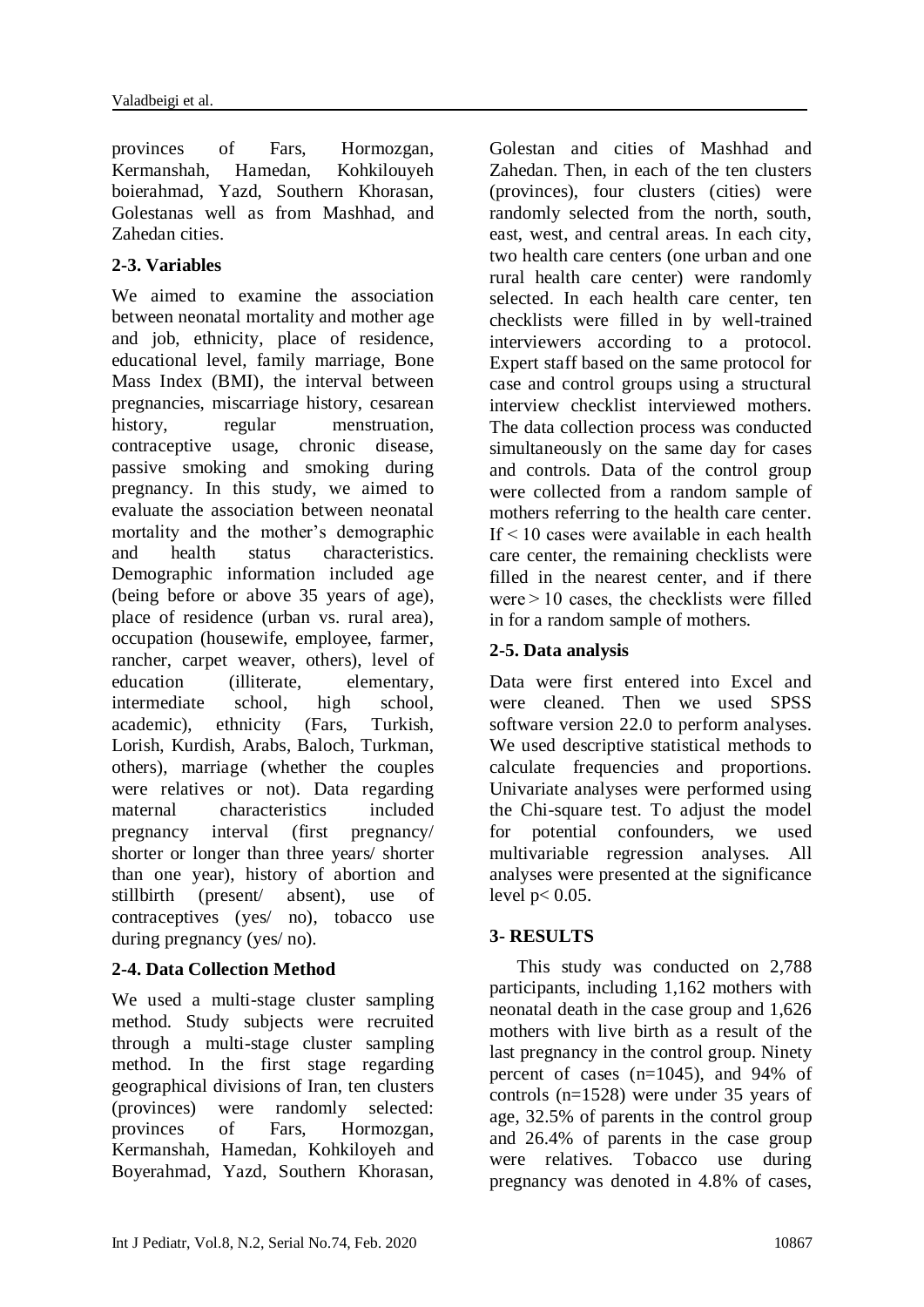provinces of Fars, Hormozgan, Kermanshah, Hamedan, Kohkilouyeh boierahmad, Yazd, Southern Khorasan, Golestanas well as from Mashhad, and Zahedan cities.

### 2-3. Variables

We aimed to examine the association between neonatal mortality and mother age and job, ethnicity, place of residence, educational level, family marriage, Bone Mass Index (BMI), the interval between pregnancies, miscarriage history, cesarean history, regular menstruation, contraceptive usage, chronic disease, passive smoking and smoking during pregnancy. In this study, we aimed to evaluate the association between neonatal mortality and the mother's demographic and health status characteristics. Demographic information included age (being before or above 35 years of age), place of residence (urban vs. rural area), occupation (housewife, employee, farmer, rancher, carpet weaver, others), level of education (illiterate, elementary, intermediate school, high school, academic), ethnicity (Fars, Turkish, Lorish, Kurdish, Arabs, Baloch, Turkman, others), marriage (whether the couples were relatives or not). Data regarding maternal characteristics included pregnancy interval (first pregnancy/ shorter or longer than three years/ shorter than one year), history of abortion and stillbirth (present/ absent), use of contraceptives (yes/ no), tobacco use during pregnancy (yes/ no).

### 2-4. Data Collection Method

We used a multi-stage cluster sampling method. Study subjects were recruited through a multi-stage cluster sampling method. In the first stage regarding geographical divisions of Iran, ten clusters (provinces) were randomly selected: provinces of Fars, Hormozgan, Kermanshah, Hamedan, Kohkiloyeh and Boyerahmad, Yazd, Southern Khorasan, Golestan and cities of Mashhad and Zahedan. Then, in each of the ten clusters (provinces), four clusters (cities) were randomly selected from the north, south, east, west, and central areas. In each city, two health care centers (one urban and one rural health care center) were randomly selected. In each health care center, ten checklists were filled in by well-trained interviewers according to a protocol. Expert staff based on the same protocol for case and control groups using a structural interview checklist interviewed mothers. The data collection process was conducted simultaneously on the same day for cases and controls. Data of the control group were collected from a random sample of mothers referring to the health care center. If < 10 cases were available in each health care center, the remaining checklists were filled in the nearest center, and if there were > 10 cases, the checklists were filled in for a random sample of mothers.

### 2-5. Data analysis

Data were first entered into Excel and were cleaned. Then we used SPSS software version 22.0 to perform analyses. We used descriptive statistical methods to calculate frequencies and proportions. Univariate analyses were performed using the Chi-square test. To adjust the model for potential confounders, we used multivariable regression analyses. All analyses were presented at the significance level $p < 0.05$.

## 3- RESULTS

This study was conducted on 2,788 participants, including 1,162 mothers with neonatal death in the case group and 1,626 mothers with live birth as a result of the last pregnancy in the control group. Ninety percent of cases (n=1045), and 94% of controls (n=1528) were under 35 years of age, 32.5% of parents in the control group and 26.4% of parents in the case group were relatives. Tobacco use during pregnancy was denoted in 4.8% of cases,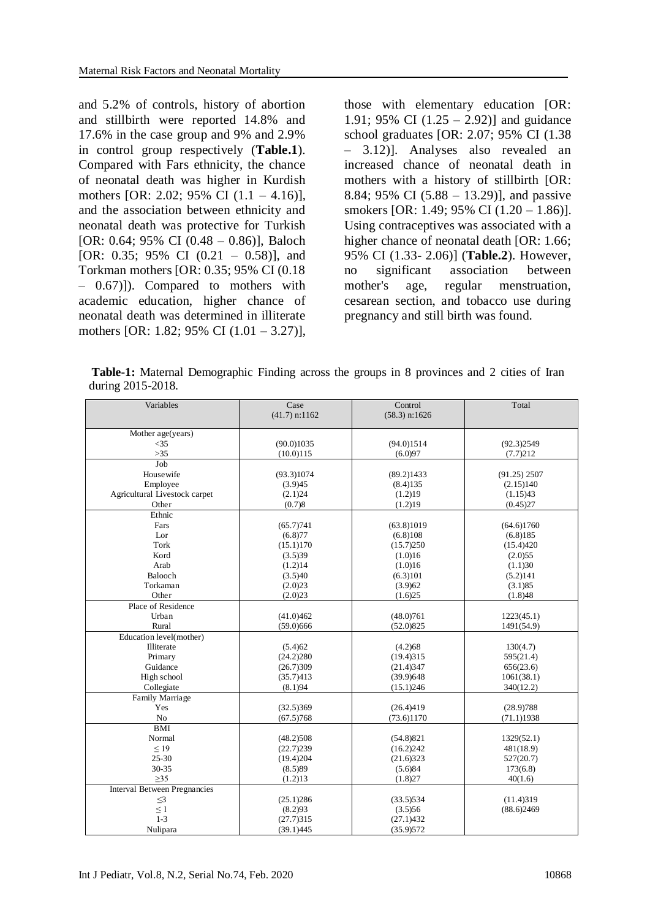and 5.2% of controls, history of abortion and stillbirth were reported 14.8% and 17.6% in the case group and 9% and 2.9% in control group respectively (**Table.1**). Compared with Fars ethnicity, the chance of neonatal death was higher in Kurdish mothers [OR: 2.02; 95% CI (1.1 – 4.16)], and the association between ethnicity and neonatal death was protective for Turkish [OR: 0.64; 95% CI (0.48 – 0.86)], Baloch [OR: 0.35; 95% CI (0.21 – 0.58)], and Torkman mothers [OR: 0.35; 95% CI (0.18 – 0.67)]). Compared to mothers with academic education, higher chance of neonatal death was determined in illiterate mothers [OR: 1.82; 95% CI (1.01 – 3.27)], those with elementary education [OR: 1.91; 95% CI (1.25 – 2.92)] and guidance school graduates [OR: 2.07; 95% CI (1.38 – 3.12)]. Analyses also revealed an increased chance of neonatal death in mothers with a history of stillbirth [OR: 8.84; 95% CI (5.88 – 13.29)], and passive smokers [OR: 1.49; 95% CI (1.20 – 1.86)]. Using contraceptives was associated with a higher chance of neonatal death [OR: 1.66; 95% CI (1.33- 2.06)] (**Table.2**). However, no significant association between mother's age, regular menstruation, cesarean section, and tobacco use during pregnancy and still birth was found.

**Table-1:** Maternal Demographic Finding across the groups in 8 provinces and 2 cities of Iran during 2015-2018.

| Variables | Case (41.7) n:1162 | Control (58.3) n:1626 | Total |
|---|---|---|---|
| Mother age(years) | | | |
| <35 | (90.0)1035 | (94.0)1514 | (92.3)2549 |
| >35 | (10.0)115 | (6.0)97 | (7.7)212 |
| Job | | | |
| Housewife | (93.3)1074 | (89.2)1433 | (91.25) 2507 |
| Employee | (3.9)45 | (8.4)135 | (2.15)140 |
| Agricultural Livestock carpet | (2.1)24 | (1.2)19 | (1.15)43 |
| Other | (0.7)8 | (1.2)19 | (0.45)27 |
| Ethnic | | | |
| Fars | (65.7)741 | (63.8)1019 | (64.6)1760 |
| Lor | (6.8)77 | (6.8)108 | (6.8)185 |
| Tork | (15.1)170 | (15.7)250 | (15.4)420 |
| Kord | (3.5)39 | (1.0)16 | (2.0)55 |
| Arab | (1.2)14 | (1.0)16 | (1.1)30 |
| Balooch | (3.5)40 | (6.3)101 | (5.2)141 |
| Torkaman | (2.0)23 | (3.9)62 | (3.1)85 |
| Other | (2.0)23 | (1.6)25 | (1.8)48 |
| Place of Residence | | | |
| Urban | (41.0)462 | (48.0)761 | 1223(45.1) |
| Rural | (59.0)666 | (52.0)825 | 1491(54.9) |
| Education level(mother) | | | |
| Illiterate | (5.4)62 | (4.2)68 | 130(4.7) |
| Primary | (24.2)280 | (19.4)315 | 595(21.4) |
| Guidance | (26.7)309 | (21.4)347 | 656(23.6) |
| High school | (35.7)413 | (39.9)648 | 1061(38.1) |
| Collegiate | (8.1)94 | (15.1)246 | 340(12.2) |
| Family Marriage | | | |
| Yes | (32.5)369 | (26.4)419 | (28.9)788 |
| No | (67.5)768 | (73.6)1170 | (71.1)1938 |
| BMI | | | |
| Normal | (48.2)508 | (54.8)821 | 1329(52.1) |
| ≤ 19 | (22.7)239 | (16.2)242 | 481(18.9) |
| 25-30 | (19.4)204 | (21.6)323 | 527(20.7) |
| 30-35 | (8.5)89 | (5.6)84 | 173(6.8) |
| ≥35 | (1.2)13 | (1.8)27 | 40(1.6) |
| Interval Between Pregnancies | | | |
| ≤3 | (25.1)286 | (33.5)534 | (11.4)319 |
| ≤ 1 | (8.2)93 | (3.5)56 | (88.6)2469 |
| 1-3 | (27.7)315 | (27.1)432 | |
| Nulipara | (39.1)445 | (35.9)572 | |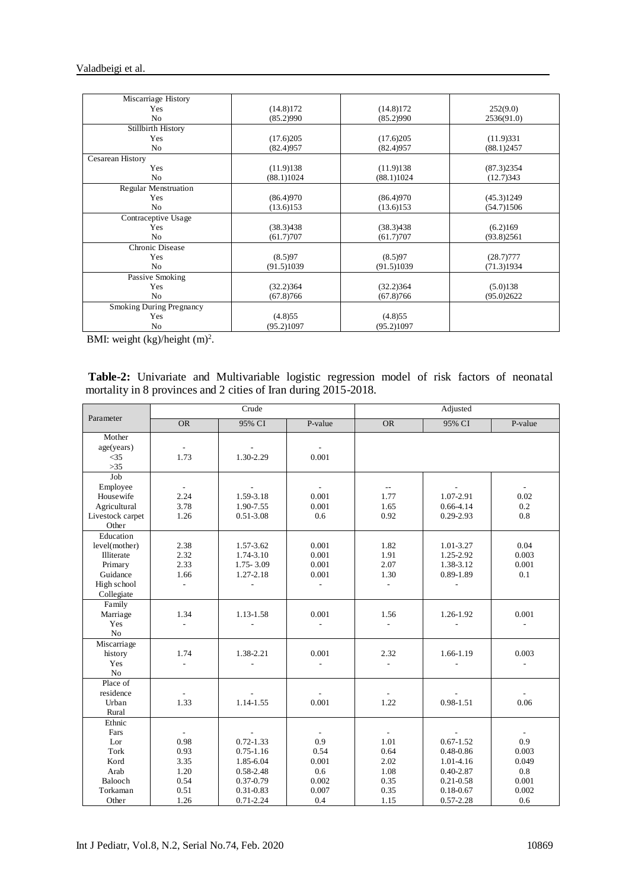| Miscarriage History | | | |
|---|---|---|---|
| Yes | (14.8)172 | (14.8)172 | 252(9.0) |
| No | (85.2)990 | (85.2)990 | 2536(91.0) |
| Stillbirth History | | | |
| Yes | (17.6)205 | (17.6)205 | (11.9)331 |
| No | (82.4)957 | (82.4)957 | (88.1)2457 |
| Cesarean History | | | |
| Yes | (11.9)138 | (11.9)138 | (87.3)2354 |
| No | (88.1)1024 | (88.1)1024 | (12.7)343 |
| Regular Menstruation | | | |
| Yes | (86.4)970 | (86.4)970 | (45.3)1249 |
| No | (13.6)153 | (13.6)153 | (54.7)1506 |
| Contraceptive Usage | | | |
| Yes | (38.3)438 | (38.3)438 | (6.2)169 |
| No | (61.7)707 | (61.7)707 | (93.8)2561 |
| Chronic Disease | | | |
| Yes | (8.5)97 | (8.5)97 | (28.7)777 |
| No | (91.5)1039 | (91.5)1039 | (71.3)1934 |
| Passive Smoking | | | |
| Yes | (32.2)364 | (32.2)364 | (5.0)138 |
| No | (67.8)766 | (67.8)766 | (95.0)2622 |
| Smoking During Pregnancy | | | |
| Yes | (4.8)55 | (4.8)55 | |
| No | (95.2)1097 | (95.2)1097 | |

BMI: weight (kg)/height (m)$^2$.

**Table-2:** Univariate and Multivariable logistic regression model of risk factors of neonatal mortality in 8 provinces and 2 cities of Iran during 2015-2018.

| Parameter | Crude | | | Adjusted | | |
|---|---|---|---|---|---|---|
| | OR | 95% CI | P-value | OR | 95% CI | P-value |
| Mother age(years) | | | | | | |
| <35 | - | - | - | | | |
| >35 | 1.73 | 1.30-2.29 | 0.001 | | | |
| Job | | | | | | |
| Employee | - | - | - | -- | - | - |
| Housewife | 2.24 | 1.59-3.18 | 0.001 | 1.77 | 1.07-2.91 | 0.02 |
| Agricultural | 3.78 | 1.90-7.55 | 0.001 | 1.65 | 0.66-4.14 | 0.2 |
| Livestock carpet | 1.26 | 0.51-3.08 | 0.6 | 0.92 | 0.29-2.93 | 0.8 |
| Other | | | | | | |
| Education level(mother) | | | | | | |
| Illiterate | 2.38 | 1.57-3.62 | 0.001 | 1.82 | 1.01-3.27 | 0.04 |
| Primary | 2.32 | 1.74-3.10 | 0.001 | 1.91 | 1.25-2.92 | 0.003 |
| Guidance | 2.33 | 1.75- 3.09 | 0.001 | 2.07 | 1.38-3.12 | 0.001 |
| High school | 1.66 | 1.27-2.18 | 0.001 | 1.30 | 0.89-1.89 | 0.1 |
| Collegiate | - | - | - | - | - | - |
| Family Marriage | | | | | | |
| Yes | 1.34 | 1.13-1.58 | 0.001 | 1.56 | 1.26-1.92 | 0.001 |
| No | - | - | - | - | - | - |
| Miscarriage history | | | | | | |
| Yes | 1.74 | 1.38-2.21 | 0.001 | 2.32 | 1.66-1.19 | 0.003 |
| No | - | - | - | - | - | - |
| Place of residence | | | | | | |
| Urban | - | - | - | - | - | - |
| Rural | 1.33 | 1.14-1.55 | 0.001 | 1.22 | 0.98-1.51 | 0.06 |
| Ethnic | | | | | | |
| Fars | - | - | - | - | - | - |
| Lor | 0.98 | 0.72-1.33 | 0.9 | 1.01 | 0.67-1.52 | 0.9 |
| Tork | 0.93 | 0.75-1.16 | 0.54 | 0.64 | 0.48-0.86 | 0.003 |
| Kord | 3.35 | 1.85-6.04 | 0.001 | 2.02 | 1.01-4.16 | 0.049 |
| Arab | 1.20 | 0.58-2.48 | 0.6 | 1.08 | 0.40-2.87 | 0.8 |
| Balooch | 0.54 | 0.37-0.79 | 0.002 | 0.35 | 0.21-0.58 | 0.001 |
| Torkaman | 0.51 | 0.31-0.83 | 0.007 | 0.35 | 0.18-0.67 | 0.002 |
| Other | 1.26 | 0.71-2.24 | 0.4 | 1.15 | 0.57-2.28 | 0.6 |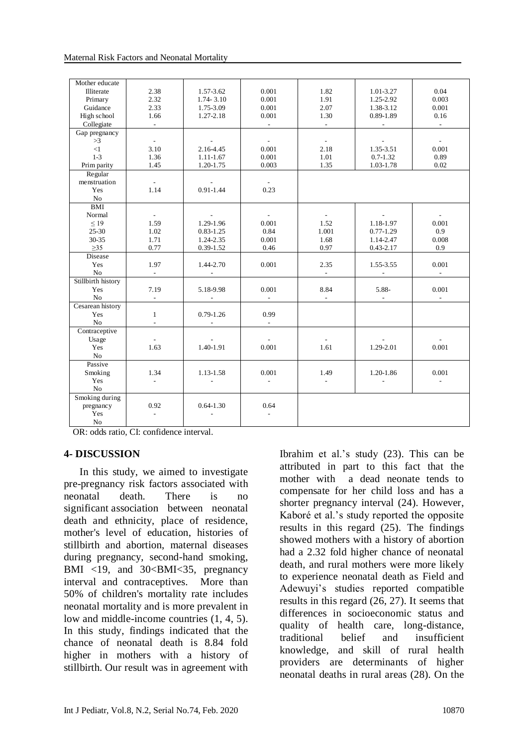| | | | | | | |
|---|---|---|---|---|---|---|
| Mother educate | | | | | | |
| Illiterate | 2.38 | 1.57-3.62 | 0.001 | 1.82 | 1.01-3.27 | 0.04 |
| Primary | 2.32 | 1.74- 3.10 | 0.001 | 1.91 | 1.25-2.92 | 0.003 |
| Guidance | 2.33 | 1.75-3.09 | 0.001 | 2.07 | 1.38-3.12 | 0.001 |
| High school | 1.66 | 1.27-2.18 | 0.001 | 1.30 | 0.89-1.89 | 0.16 |
| Collegiate | - | | - | - | - | - |
| Gap pregnancy | | | | | | |
| >3 | - | - | - | - | - | - |
| <1 | 3.10 | 2.16-4.45 | 0.001 | 2.18 | 1.35-3.51 | 0.001 |
| 1-3 | 1.36 | 1.11-1.67 | 0.001 | 1.01 | 0.7-1.32 | 0.89 |
| Prim parity | 1.45 | 1.20-1.75 | 0.003 | 1.35 | 1.03-1.78 | 0.02 |
| Regular menstruation | - | - | - | | | |
| Yes | 1.14 | 0.91-1.44 | 0.23 | | | |
| No | | | | | | |
| BMI | | | | | | |
| Normal | - | - | - | - | - | - |
| ≤ 19 | 1.59 | 1.29-1.96 | 0.001 | 1.52 | 1.18-1.97 | 0.001 |
| 25-30 | 1.02 | 0.83-1.25 | 0.84 | 1.001 | 0.77-1.29 | 0.9 |
| 30-35 | 1.71 | 1.24-2.35 | 0.001 | 1.68 | 1.14-2.47 | 0.008 |
| ≥35 | 0.77 | 0.39-1.52 | 0.46 | 0.97 | 0.43-2.17 | 0.9 |
| Disease | | | | | | |
| Yes | 1.97 | 1.44-2.70 | 0.001 | 2.35 | 1.55-3.55 | 0.001 |
| No | - | - | | - | - | - |
| Stillbirth history | | | | | | |
| Yes | 7.19 | 5.18-9.98 | 0.001 | 8.84 | 5.88- | 0.001 |
| No | - | - | - | - | - | - |
| Cesarean history | | | | | | |
| Yes | 1 | 0.79-1.26 | 0.99 | | | |
| No | - | - | - | | | |
| Contraceptive Usage | - | - | - | - | - | - |
| Yes | 1.63 | 1.40-1.91 | 0.001 | 1.61 | 1.29-2.01 | 0.001 |
| No | | | | | | |
| Passive Smoking | 1.34 | 1.13-1.58 | 0.001 | 1.49 | 1.20-1.86 | 0.001 |
| Yes | - | - | - | - | - | - |
| No | | | | | | |
| Smoking during pregnancy | 0.92 | 0.64-1.30 | 0.64 | | | |
| Yes | - | - | - | | | |
| No | | | | | | |

OR: odds ratio, CI: confidence interval.

## 4- DISCUSSION

In this study, we aimed to investigate pre-pregnancy risk factors associated with neonatal death. There is no significant association between neonatal death and ethnicity, place of residence, mother's level of education, histories of stillbirth and abortion, maternal diseases during pregnancy, second-hand smoking, BMI <19, and 30<BMI<35, pregnancy interval and contraceptives. More than 50% of children's mortality rate includes neonatal mortality and is more prevalent in low and middle-income countries (1, 4, 5). In this study, findings indicated that the chance of neonatal death is 8.84 fold higher in mothers with a history of stillbirth. Our result was in agreement with Ibrahim et al.'s study (23). This can be attributed in part to this fact that the mother with a dead neonate tends to compensate for her child loss and has a shorter pregnancy interval (24). However, Kaboré et al.'s study reported the opposite results in this regard (25). The findings showed mothers with a history of abortion had a 2.32 fold higher chance of neonatal death, and rural mothers were more likely to experience neonatal death as Field and Adewuyi's studies reported compatible results in this regard (26, 27). It seems that differences in socioeconomic status and quality of health care, long-distance, traditional belief and insufficient knowledge, and skill of rural health providers are determinants of higher neonatal deaths in rural areas (28). On the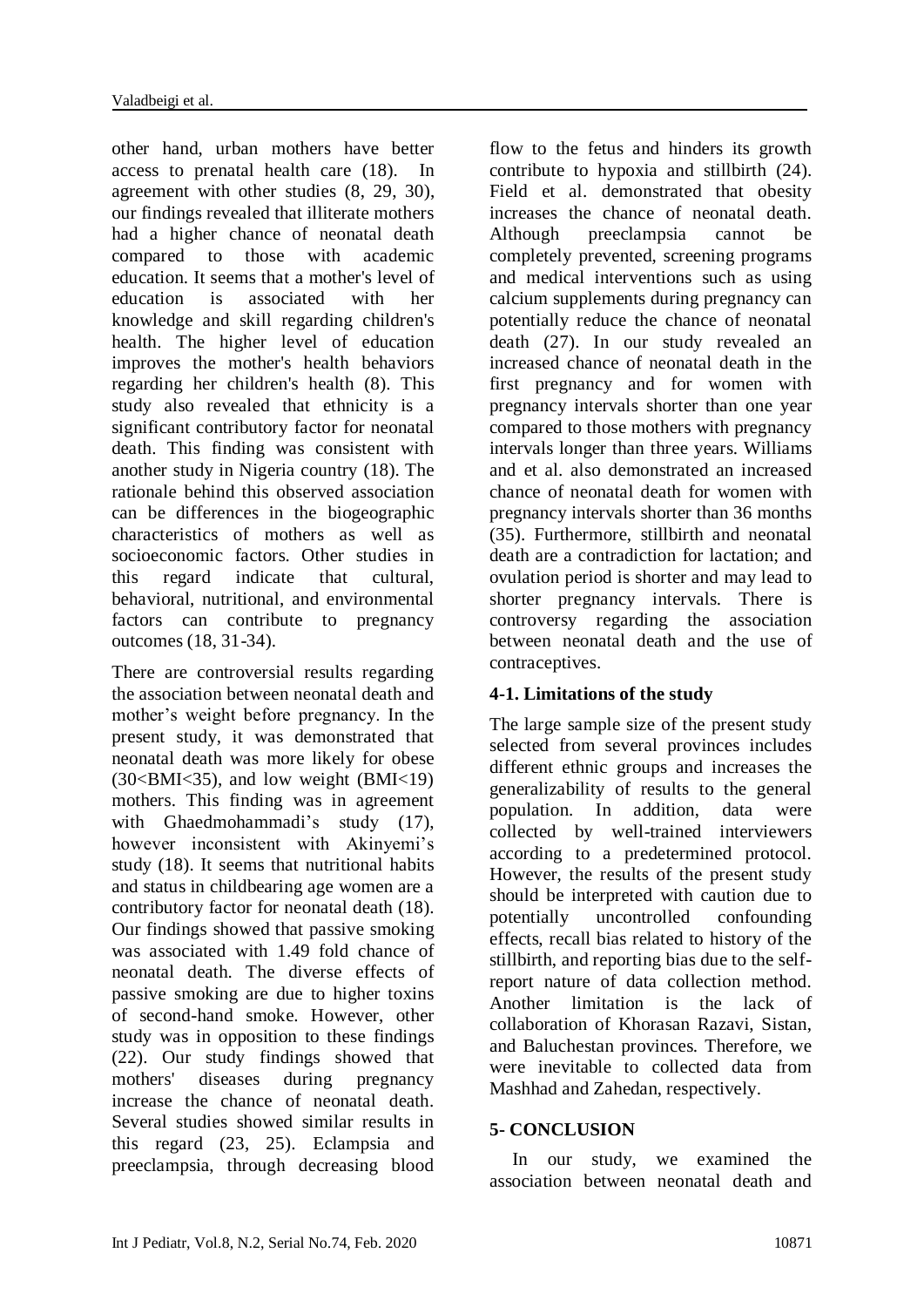other hand, urban mothers have better access to prenatal health care (18). In agreement with other studies (8, 29, 30), our findings revealed that illiterate mothers had a higher chance of neonatal death compared to those with academic education. It seems that a mother's level of education is associated with her knowledge and skill regarding children's health. The higher level of education improves the mother's health behaviors regarding her children's health (8). This study also revealed that ethnicity is a significant contributory factor for neonatal death. This finding was consistent with another study in Nigeria country (18). The rationale behind this observed association can be differences in the biogeographic characteristics of mothers as well as socioeconomic factors. Other studies in this regard indicate that cultural, behavioral, nutritional, and environmental factors can contribute to pregnancy outcomes (18, 31-34).

There are controversial results regarding the association between neonatal death and mother's weight before pregnancy. In the present study, it was demonstrated that neonatal death was more likely for obese ($30<BMI<35$), and low weight ($BMI<19$) mothers. This finding was in agreement with Ghaedmohammadi's study (17), however inconsistent with Akinyemi's study (18). It seems that nutritional habits and status in childbearing age women are a contributory factor for neonatal death (18). Our findings showed that passive smoking was associated with 1.49 fold chance of neonatal death. The diverse effects of passive smoking are due to higher toxins of second-hand smoke. However, other study was in opposition to these findings (22). Our study findings showed that mothers' diseases during pregnancy increase the chance of neonatal death. Several studies showed similar results in this regard (23, 25). Eclampsia and preeclampsia, through decreasing blood flow to the fetus and hinders its growth contribute to hypoxia and stillbirth (24). Field et al. demonstrated that obesity increases the chance of neonatal death. Although preeclampsia cannot be completely prevented, screening programs and medical interventions such as using calcium supplements during pregnancy can potentially reduce the chance of neonatal death (27). In our study revealed an increased chance of neonatal death in the first pregnancy and for women with pregnancy intervals shorter than one year compared to those mothers with pregnancy intervals longer than three years. Williams and et al. also demonstrated an increased chance of neonatal death for women with pregnancy intervals shorter than 36 months (35). Furthermore, stillbirth and neonatal death are a contradiction for lactation; and ovulation period is shorter and may lead to shorter pregnancy intervals. There is controversy regarding the association between neonatal death and the use of contraceptives.

### 4-1. Limitations of the study

The large sample size of the present study selected from several provinces includes different ethnic groups and increases the generalizability of results to the general population. In addition, data were collected by well-trained interviewers according to a predetermined protocol. However, the results of the present study should be interpreted with caution due to potentially uncontrolled confounding effects, recall bias related to history of the stillbirth, and reporting bias due to the self-report nature of data collection method. Another limitation is the lack of collaboration of Khorasan Razavi, Sistan, and Baluchestan provinces. Therefore, we were inevitable to collected data from Mashhad and Zahedan, respectively.

## 5- CONCLUSION

In our study, we examined the association between neonatal death and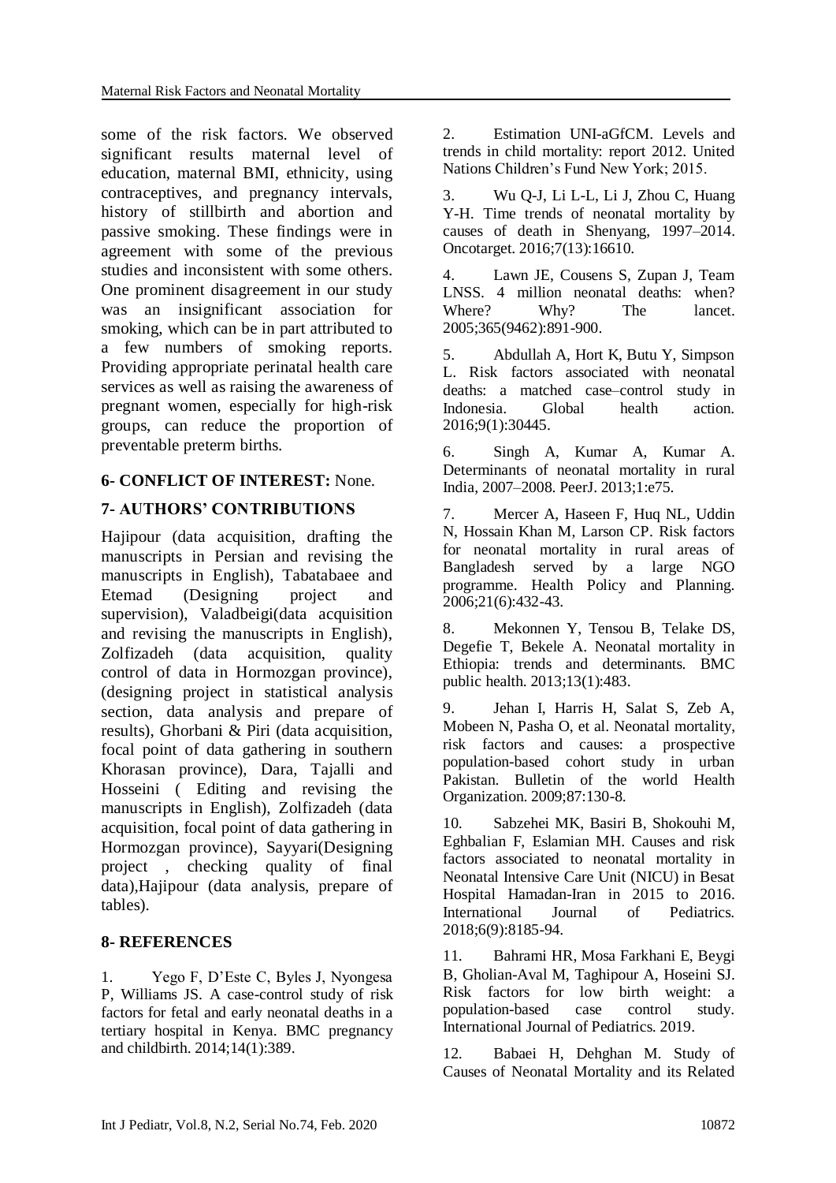some of the risk factors. We observed significant results maternal level of education, maternal BMI, ethnicity, using contraceptives, and pregnancy intervals, history of stillbirth and abortion and passive smoking. These findings were in agreement with some of the previous studies and inconsistent with some others. One prominent disagreement in our study was an insignificant association for smoking, which can be in part attributed to a few numbers of smoking reports. Providing appropriate perinatal health care services as well as raising the awareness of pregnant women, especially for high-risk groups, can reduce the proportion of preventable preterm births.

## 6- CONFLICT OF INTEREST: None.

## 7- AUTHORS' CONTRIBUTIONS

Hajipour (data acquisition, drafting the manuscripts in Persian and revising the manuscripts in English), Tabatabaee and Etemad (Designing project and supervision), Valadbeigi(data acquisition and revising the manuscripts in English), Zolfizadeh (data acquisition, quality control of data in Hormozgan province), (designing project in statistical analysis section, data analysis and prepare of results), Ghorbani & Piri (data acquisition, focal point of data gathering in southern Khorasan province), Dara, Tajalli and Hosseini ( Editing and revising the manuscripts in English), Zolfizadeh (data acquisition, focal point of data gathering in Hormozgan province), Sayyari(Designing project , checking quality of final data),Hajipour (data analysis, prepare of tables).

## 8- REFERENCES

1. Yego F, D'Este C, Byles J, Nyongesa P, Williams JS. A case-control study of risk factors for fetal and early neonatal deaths in a tertiary hospital in Kenya. BMC pregnancy and childbirth. 2014;14(1):389.

2. Estimation UNI-aGfCM. Levels and trends in child mortality: report 2012. United Nations Children's Fund New York; 2015.

3. Wu Q-J, Li L-L, Li J, Zhou C, Huang Y-H. Time trends of neonatal mortality by causes of death in Shenyang, 1997–2014. Oncotarget. 2016;7(13):16610.

4. Lawn JE, Cousens S, Zupan J, Team LNSS. 4 million neonatal deaths: when? Where? Why? The lancet. 2005;365(9462):891-900.

5. Abdullah A, Hort K, Butu Y, Simpson L. Risk factors associated with neonatal deaths: a matched case–control study in Indonesia. Global health action. 2016;9(1):30445.

6. Singh A, Kumar A, Kumar A. Determinants of neonatal mortality in rural India, 2007–2008. PeerJ. 2013;1:e75.

7. Mercer A, Haseen F, Huq NL, Uddin N, Hossain Khan M, Larson CP. Risk factors for neonatal mortality in rural areas of Bangladesh served by a large NGO programme. Health Policy and Planning. 2006;21(6):432-43.

8. Mekonnen Y, Tensou B, Telake DS, Degefie T, Bekele A. Neonatal mortality in Ethiopia: trends and determinants. BMC public health. 2013;13(1):483.

9. Jehan I, Harris H, Salat S, Zeb A, Mobeen N, Pasha O, et al. Neonatal mortality, risk factors and causes: a prospective population-based cohort study in urban Pakistan. Bulletin of the world Health Organization. 2009;87:130-8.

10. Sabzehei MK, Basiri B, Shokouhi M, Eghbalian F, Eslamian MH. Causes and risk factors associated to neonatal mortality in Neonatal Intensive Care Unit (NICU) in Besat Hospital Hamadan-Iran in 2015 to 2016. International Journal of Pediatrics. 2018;6(9):8185-94.

11. Bahrami HR, Mosa Farkhani E, Beygi B, Gholian-Aval M, Taghipour A, Hoseini SJ. Risk factors for low birth weight: a population-based case control study. International Journal of Pediatrics. 2019.

12. Babaei H, Dehghan M. Study of Causes of Neonatal Mortality and its Related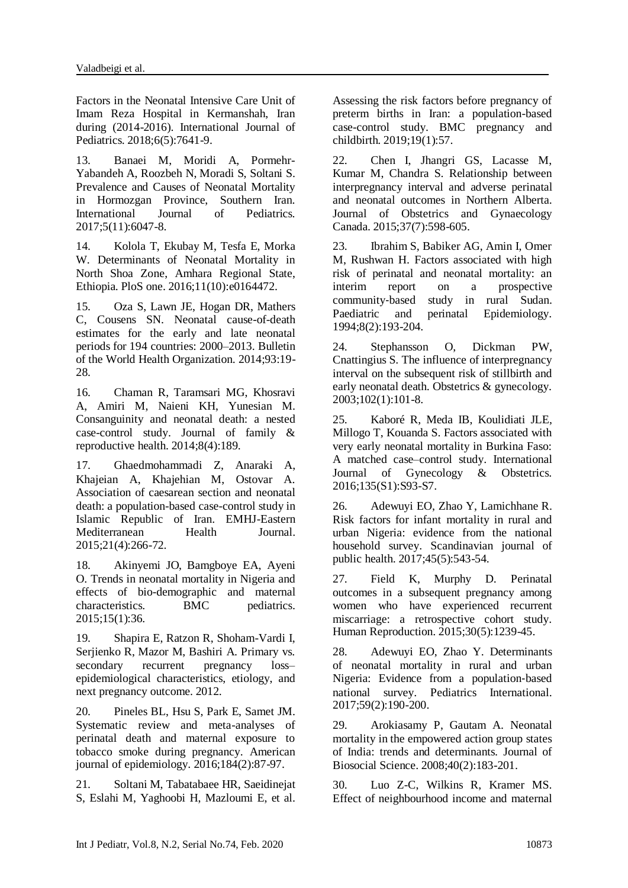Factors in the Neonatal Intensive Care Unit of Imam Reza Hospital in Kermanshah, Iran during (2014-2016). International Journal of Pediatrics. 2018;6(5):7641-9.

13. Banaei M, Moridi A, Pormehr-Yabandeh A, Roozbeh N, Moradi S, Soltani S. Prevalence and Causes of Neonatal Mortality in Hormozgan Province, Southern Iran. International Journal of Pediatrics. 2017;5(11):6047-8.

14. Kolola T, Ekubay M, Tesfa E, Morka W. Determinants of Neonatal Mortality in North Shoa Zone, Amhara Regional State, Ethiopia. PloS one. 2016;11(10):e0164472.

15. Oza S, Lawn JE, Hogan DR, Mathers C, Cousens SN. Neonatal cause-of-death estimates for the early and late neonatal periods for 194 countries: 2000–2013. Bulletin of the World Health Organization. 2014;93:19-28.

16. Chaman R, Taramsari MG, Khosravi A, Amiri M, Naieni KH, Yunesian M. Consanguinity and neonatal death: a nested case-control study. Journal of family & reproductive health. 2014;8(4):189.

17. Ghaedmohammadi Z, Anaraki A, Khajeian A, Khajehian M, Ostovar A. Association of caesarean section and neonatal death: a population-based case-control study in Islamic Republic of Iran. EMHJ-Eastern Mediterranean Health Journal. 2015;21(4):266-72.

18. Akinyemi JO, Bamgboye EA, Ayeni O. Trends in neonatal mortality in Nigeria and effects of bio-demographic and maternal characteristics. BMC pediatrics. 2015;15(1):36.

19. Shapira E, Ratzon R, Shoham-Vardi I, Serjienko R, Mazor M, Bashiri A. Primary vs. secondary recurrent pregnancy loss–epidemiological characteristics, etiology, and next pregnancy outcome. 2012.

20. Pineles BL, Hsu S, Park E, Samet JM. Systematic review and meta-analyses of perinatal death and maternal exposure to tobacco smoke during pregnancy. American journal of epidemiology. 2016;184(2):87-97.

21. Soltani M, Tabatabaee HR, Saeidinejat S, Eslahi M, Yaghoobi H, Mazloumi E, et al. Assessing the risk factors before pregnancy of preterm births in Iran: a population-based case-control study. BMC pregnancy and childbirth. 2019;19(1):57.

22. Chen I, Jhangri GS, Lacasse M, Kumar M, Chandra S. Relationship between interpregnancy interval and adverse perinatal and neonatal outcomes in Northern Alberta. Journal of Obstetrics and Gynaecology Canada. 2015;37(7):598-605.

23. Ibrahim S, Babiker AG, Amin I, Omer M, Rushwan H. Factors associated with high risk of perinatal and neonatal mortality: an interim report on a prospective community-based study in rural Sudan. Paediatric and perinatal Epidemiology. 1994;8(2):193-204.

24. Stephansson O, Dickman PW, Cnattingius S. The influence of interpregnancy interval on the subsequent risk of stillbirth and early neonatal death. Obstetrics & gynecology. 2003;102(1):101-8.

25. Kaboré R, Meda IB, Koulidiati JLE, Millogo T, Kouanda S. Factors associated with very early neonatal mortality in Burkina Faso: A matched case–control study. International Journal of Gynecology & Obstetrics. 2016;135(S1):S93-S7.

26. Adewuyi EO, Zhao Y, Lamichhane R. Risk factors for infant mortality in rural and urban Nigeria: evidence from the national household survey. Scandinavian journal of public health. 2017;45(5):543-54.

27. Field K, Murphy D. Perinatal outcomes in a subsequent pregnancy among women who have experienced recurrent miscarriage: a retrospective cohort study. Human Reproduction. 2015;30(5):1239-45.

28. Adewuyi EO, Zhao Y. Determinants of neonatal mortality in rural and urban Nigeria: Evidence from a population‐based national survey. Pediatrics International. 2017;59(2):190-200.

29. Arokiasamy P, Gautam A. Neonatal mortality in the empowered action group states of India: trends and determinants. Journal of Biosocial Science. 2008;40(2):183-201.

30. Luo Z-C, Wilkins R, Kramer MS. Effect of neighbourhood income and maternal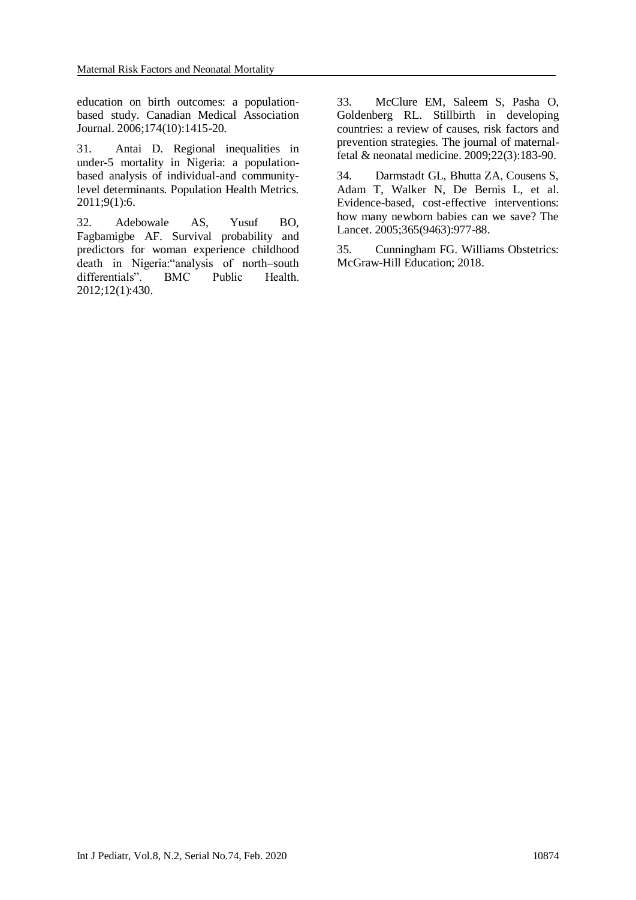education on birth outcomes: a population-based study. Canadian Medical Association Journal. 2006;174(10):1415-20.

31. Antai D. Regional inequalities in under-5 mortality in Nigeria: a population-based analysis of individual-and community-level determinants. Population Health Metrics. 2011;9(1):6.

32. Adebowale AS, Yusuf BO, Fagbamigbe AF. Survival probability and predictors for woman experience childhood death in Nigeria:"analysis of north–south differentials". BMC Public Health. 2012;12(1):430.

33. McClure EM, Saleem S, Pasha O, Goldenberg RL. Stillbirth in developing countries: a review of causes, risk factors and prevention strategies. The journal of maternal-fetal & neonatal medicine. 2009;22(3):183-90.

34. Darmstadt GL, Bhutta ZA, Cousens S, Adam T, Walker N, De Bernis L, et al. Evidence-based, cost-effective interventions: how many newborn babies can we save? The Lancet. 2005;365(9463):977-88.

35. Cunningham FG. Williams Obstetrics: McGraw-Hill Education; 2018.